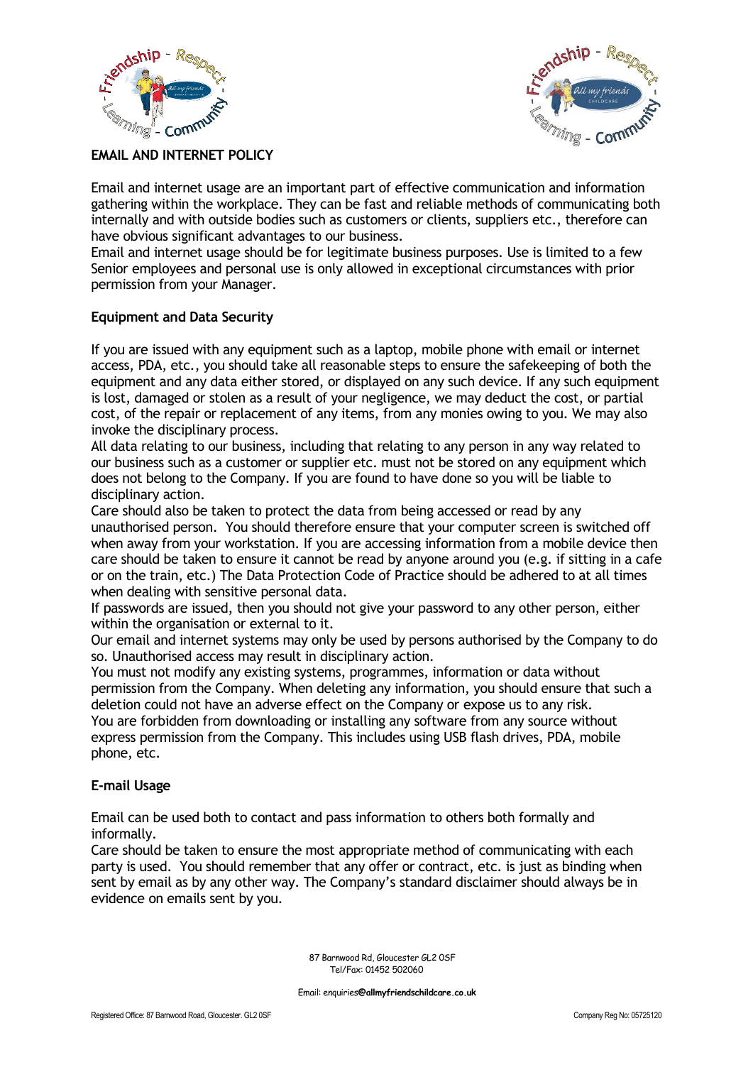# EMAIL AND INTERNET POLICY

Email and internet usage are an important part of effective communication and information gathering within the workplace. They can be fast and reliable methods of communicating both internally and with outside bodies such as customers or clients, suppliers etc., therefore can have obvious significant advantages to our business.

Email and internet usage should be for legitimate business purposes. Use is limited to a few Senior employees and personal use is only allowed in exceptional circumstances with prior permission from your Manager.

## Equipment and Data Security

If you are issued with any equipment such as a laptop, mobile phone with email or internet access, PDA, etc., you should take all reasonable steps to ensure the safekeeping of both the equipment and any data either stored, or displayed on any such device. If any such equipment is lost, damaged or stolen as a result of your negligence, we may deduct the cost, or partial cost, of the repair or replacement of any items, from any monies owing to you. We may also invoke the disciplinary process.

All data relating to our business, including that relating to any person in any way related to our business such as a customer or supplier etc. must not be stored on any equipment which does not belong to the Company. If you are found to have done so you will be liable to disciplinary action.

Care should also be taken to protect the data from being accessed or read by any unauthorised person. You should therefore ensure that your computer screen is switched off when away from your workstation. If you are accessing information from a mobile device then care should be taken to ensure it cannot be read by anyone around you (e.g. if sitting in a cafe or on the train, etc.) The Data Protection Code of Practice should be adhered to at all times when dealing with sensitive personal data.

If passwords are issued, then you should not give your password to any other person, either within the organisation or external to it.

Our email and internet systems may only be used by persons authorised by the Company to do so. Unauthorised access may result in disciplinary action.

You must not modify any existing systems, programmes, information or data without permission from the Company. When deleting any information, you should ensure that such a deletion could not have an adverse effect on the Company or expose us to any risk.

You are forbidden from downloading or installing any software from any source without express permission from the Company. This includes using USB flash drives, PDA, mobile phone, etc.

## E-mail Usage

Email can be used both to contact and pass information to others both formally and informally.

Care should be taken to ensure the most appropriate method of communicating with each party is used. You should remember that any offer or contract, etc. is just as binding when sent by email as by any other way. The Company's standard disclaimer should always be in evidence on emails sent by you.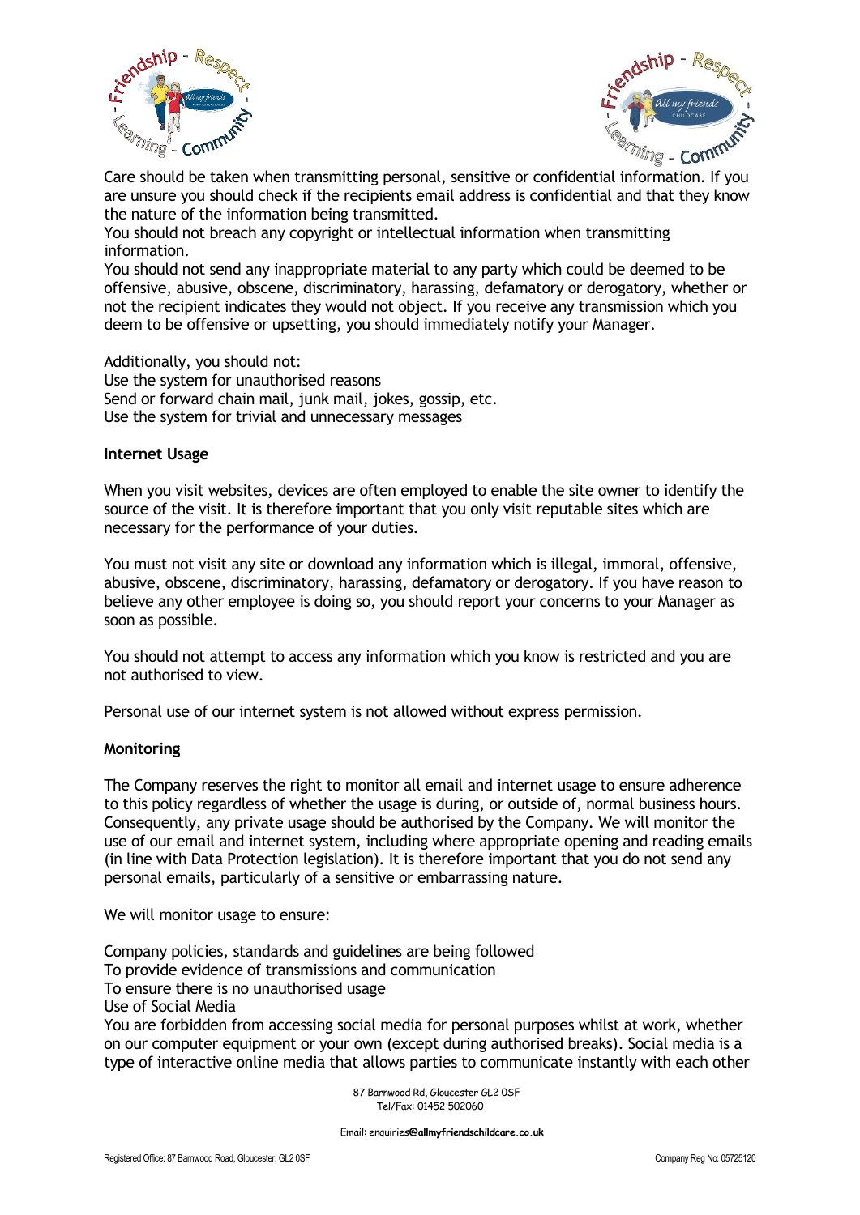Care should be taken when transmitting personal, sensitive or confidential information. If you are unsure you should check if the recipients email address is confidential and that they know the nature of the information being transmitted.
You should not breach any copyright or intellectual information when transmitting information.
You should not send any inappropriate material to any party which could be deemed to be offensive, abusive, obscene, discriminatory, harassing, defamatory or derogatory, whether or not the recipient indicates they would not object. If you receive any transmission which you deem to be offensive or upsetting, you should immediately notify your Manager.

Additionally, you should not:
Use the system for unauthorised reasons
Send or forward chain mail, junk mail, jokes, gossip, etc.
Use the system for trivial and unnecessary messages

**Internet Usage**

When you visit websites, devices are often employed to enable the site owner to identify the source of the visit. It is therefore important that you only visit reputable sites which are necessary for the performance of your duties.

You must not visit any site or download any information which is illegal, immoral, offensive, abusive, obscene, discriminatory, harassing, defamatory or derogatory. If you have reason to believe any other employee is doing so, you should report your concerns to your Manager as soon as possible.

You should not attempt to access any information which you know is restricted and you are not authorised to view.

Personal use of our internet system is not allowed without express permission.

**Monitoring**

The Company reserves the right to monitor all email and internet usage to ensure adherence to this policy regardless of whether the usage is during, or outside of, normal business hours. Consequently, any private usage should be authorised by the Company. We will monitor the use of our email and internet system, including where appropriate opening and reading emails (in line with Data Protection legislation). It is therefore important that you do not send any personal emails, particularly of a sensitive or embarrassing nature.

We will monitor usage to ensure:

Company policies, standards and guidelines are being followed
To provide evidence of transmissions and communication
To ensure there is no unauthorised usage
Use of Social Media
You are forbidden from accessing social media for personal purposes whilst at work, whether on our computer equipment or your own (except during authorised breaks). Social media is a type of interactive online media that allows parties to communicate instantly with each other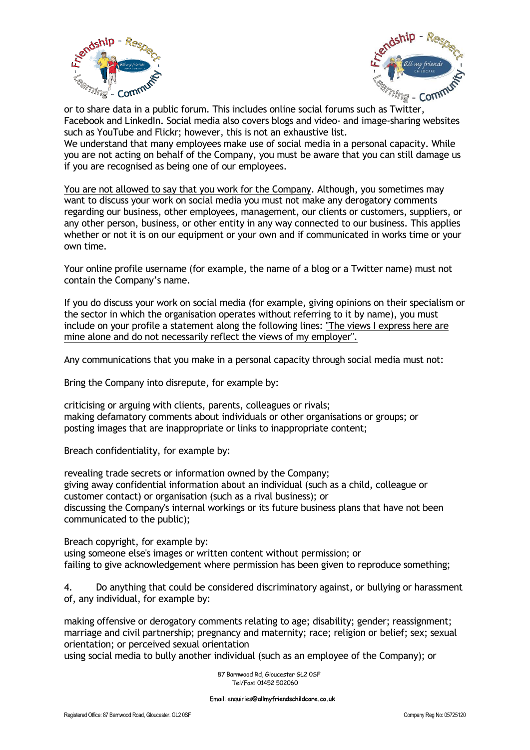or to share data in a public forum. This includes online social forums such as Twitter, Facebook and LinkedIn. Social media also covers blogs and video- and image-sharing websites such as YouTube and Flickr; however, this is not an exhaustive list.
We understand that many employees make use of social media in a personal capacity. While you are not acting on behalf of the Company, you must be aware that you can still damage us if you are recognised as being one of our employees.

You are not allowed to say that you work for the Company. Although, you sometimes may want to discuss your work on social media you must not make any derogatory comments regarding our business, other employees, management, our clients or customers, suppliers, or any other person, business, or other entity in any way connected to our business. This applies whether or not it is on our equipment or your own and if communicated in works time or your own time.

Your online profile username (for example, the name of a blog or a Twitter name) must not contain the Company's name.

If you do discuss your work on social media (for example, giving opinions on their specialism or the sector in which the organisation operates without referring to it by name), you must include on your profile a statement along the following lines: "The views I express here are mine alone and do not necessarily reflect the views of my employer".

Any communications that you make in a personal capacity through social media must not:

Bring the Company into disrepute, for example by:

criticising or arguing with clients, parents, colleagues or rivals;
making defamatory comments about individuals or other organisations or groups; or
posting images that are inappropriate or links to inappropriate content;

Breach confidentiality, for example by:

revealing trade secrets or information owned by the Company;
giving away confidential information about an individual (such as a child, colleague or customer contact) or organisation (such as a rival business); or
discussing the Company's internal workings or its future business plans that have not been communicated to the public);

Breach copyright, for example by:
using someone else's images or written content without permission; or
failing to give acknowledgement where permission has been given to reproduce something;

4. Do anything that could be considered discriminatory against, or bullying or harassment of, any individual, for example by:

making offensive or derogatory comments relating to age; disability; gender; reassignment; marriage and civil partnership; pregnancy and maternity; race; religion or belief; sex; sexual orientation; or perceived sexual orientation
using social media to bully another individual (such as an employee of the Company); or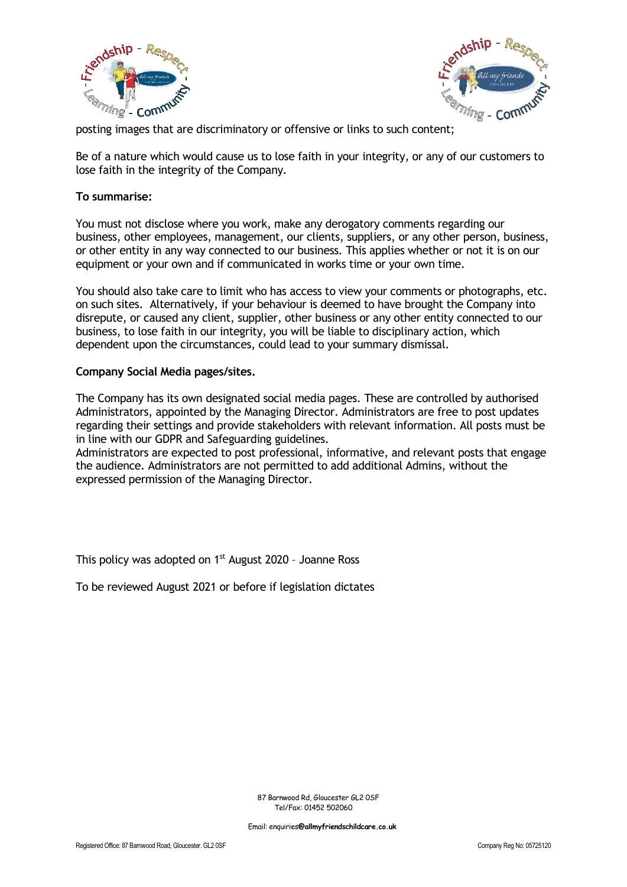posting images that are discriminatory or offensive or links to such content;

Be of a nature which would cause us to lose faith in your integrity, or any of our customers to lose faith in the integrity of the Company.

**To summarise:**

You must not disclose where you work, make any derogatory comments regarding our business, other employees, management, our clients, suppliers, or any other person, business, or other entity in any way connected to our business. This applies whether or not it is on our equipment or your own and if communicated in works time or your own time.

You should also take care to limit who has access to view your comments or photographs, etc. on such sites. Alternatively, if your behaviour is deemed to have brought the Company into disrepute, or caused any client, supplier, other business or any other entity connected to our business, to lose faith in our integrity, you will be liable to disciplinary action, which dependent upon the circumstances, could lead to your summary dismissal.

**Company Social Media pages/sites.**

The Company has its own designated social media pages. These are controlled by authorised Administrators, appointed by the Managing Director. Administrators are free to post updates regarding their settings and provide stakeholders with relevant information. All posts must be in line with our GDPR and Safeguarding guidelines.
Administrators are expected to post professional, informative, and relevant posts that engage the audience. Administrators are not permitted to add additional Admins, without the expressed permission of the Managing Director.

This policy was adopted on 1st August 2020 – Joanne Ross

To be reviewed August 2021 or before if legislation dictates

87 Barnwood Rd, Gloucester GL2 0SF
Tel/Fax: 01452 502060

Email: enquiries@allmyfriendschildcare.co.uk

Registered Office: 87 Barnwood Road, Gloucester. GL2 0SF

Company Reg No: 05725120